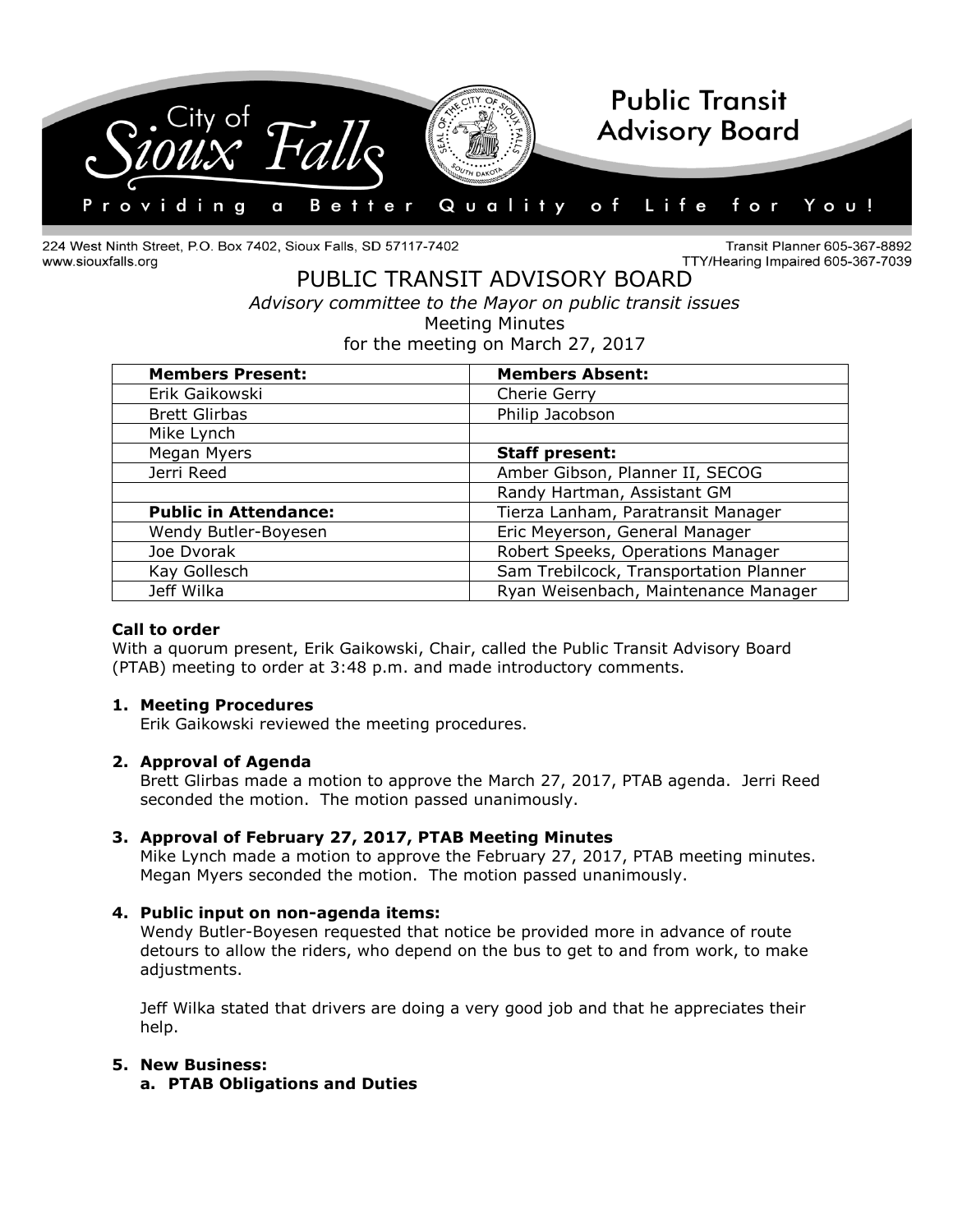224 West Ninth Street, P.O. Box 7402, Sioux Falls, SD 57117-7402
www.siouxfalls.org

Transit Planner 605-367-8892
TTY/Hearing Impaired 605-367-7039

# PUBLIC TRANSIT ADVISORY BOARD

*Advisory committee to the Mayor on public transit issues*

Meeting Minutes

for the meeting on March 27, 2017

| **Members Present:** | **Members Absent:** |
|---|---|
| Erik Gaikowski | Cherie Gerry |
| Brett Glirbas | Philip Jacobson |
| Mike Lynch | |
| Megan Myers | **Staff present:** |
| Jerri Reed | Amber Gibson, Planner II, SECOG |
| | Randy Hartman, Assistant GM |
| **Public in Attendance:** | Tierza Lanham, Paratransit Manager |
| Wendy Butler-Boyesen | Eric Meyerson, General Manager |
| Joe Dvorak | Robert Speeks, Operations Manager |
| Kay Gollesch | Sam Trebilcock, Transportation Planner |
| Jeff Wilka | Ryan Weisenbach, Maintenance Manager |

**Call to order**

With a quorum present, Erik Gaikowski, Chair, called the Public Transit Advisory Board (PTAB) meeting to order at 3:48 p.m. and made introductory comments.

1. **Meeting Procedures**

   Erik Gaikowski reviewed the meeting procedures.

2. **Approval of Agenda**

   Brett Glirbas made a motion to approve the March 27, 2017, PTAB agenda. Jerri Reed seconded the motion. The motion passed unanimously.

3. **Approval of February 27, 2017, PTAB Meeting Minutes**

   Mike Lynch made a motion to approve the February 27, 2017, PTAB meeting minutes. Megan Myers seconded the motion. The motion passed unanimously.

4. **Public input on non-agenda items:**

   Wendy Butler-Boyesen requested that notice be provided more in advance of route detours to allow the riders, who depend on the bus to get to and from work, to make adjustments.

   Jeff Wilka stated that drivers are doing a very good job and that he appreciates their help.

5. **New Business:**

   a. **PTAB Obligations and Duties**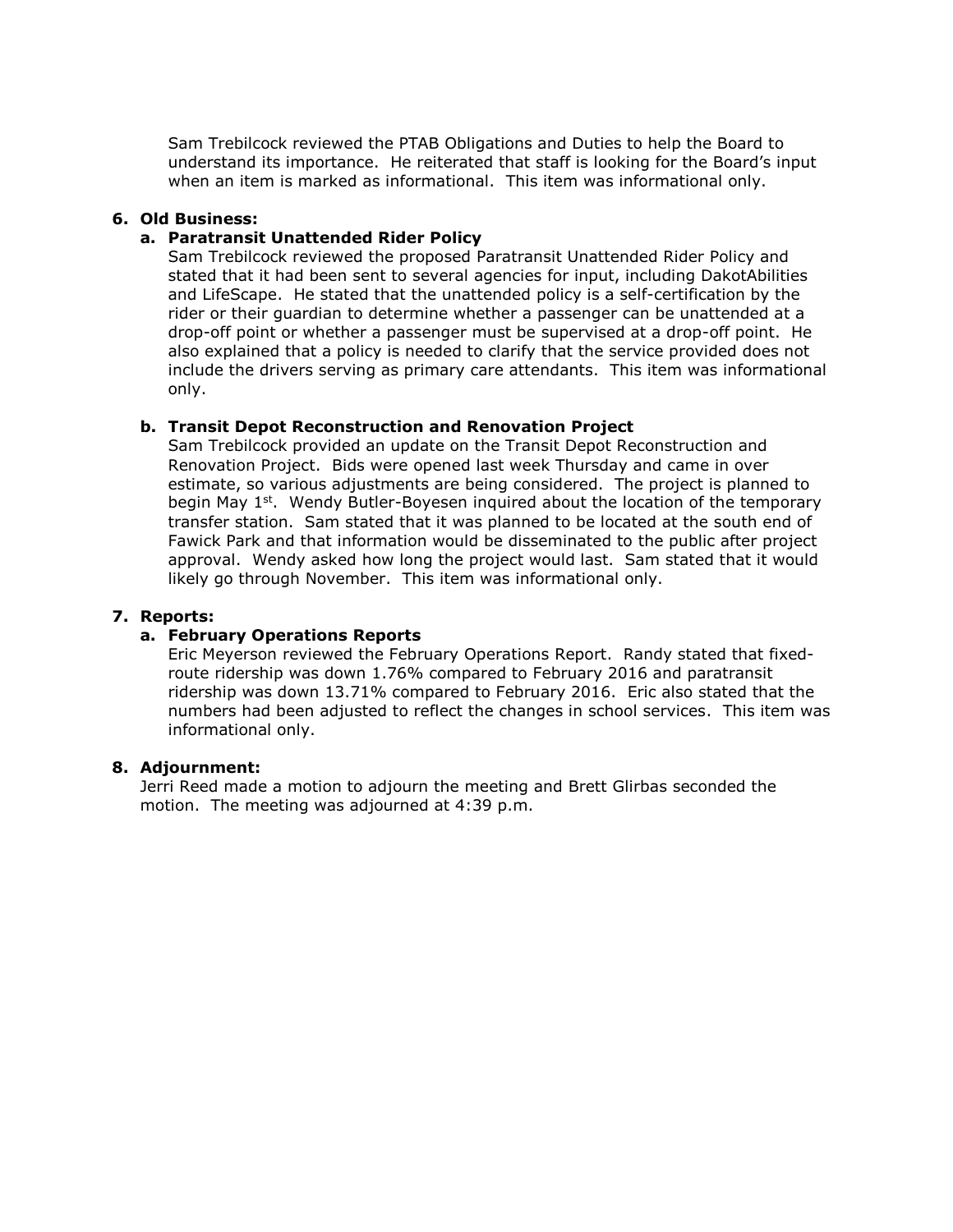Sam Trebilcock reviewed the PTAB Obligations and Duties to help the Board to understand its importance. He reiterated that staff is looking for the Board's input when an item is marked as informational. This item was informational only.

**6. Old Business:**

**a. Paratransit Unattended Rider Policy**

Sam Trebilcock reviewed the proposed Paratransit Unattended Rider Policy and stated that it had been sent to several agencies for input, including DakotAbilities and LifeScape. He stated that the unattended policy is a self-certification by the rider or their guardian to determine whether a passenger can be unattended at a drop-off point or whether a passenger must be supervised at a drop-off point. He also explained that a policy is needed to clarify that the service provided does not include the drivers serving as primary care attendants. This item was informational only.

**b. Transit Depot Reconstruction and Renovation Project**

Sam Trebilcock provided an update on the Transit Depot Reconstruction and Renovation Project. Bids were opened last week Thursday and came in over estimate, so various adjustments are being considered. The project is planned to begin May 1st. Wendy Butler-Boyesen inquired about the location of the temporary transfer station. Sam stated that it was planned to be located at the south end of Fawick Park and that information would be disseminated to the public after project approval. Wendy asked how long the project would last. Sam stated that it would likely go through November. This item was informational only.

**7. Reports:**

**a. February Operations Reports**

Eric Meyerson reviewed the February Operations Report. Randy stated that fixed-route ridership was down 1.76% compared to February 2016 and paratransit ridership was down 13.71% compared to February 2016. Eric also stated that the numbers had been adjusted to reflect the changes in school services. This item was informational only.

**8. Adjournment:**

Jerri Reed made a motion to adjourn the meeting and Brett Glirbas seconded the motion. The meeting was adjourned at 4:39 p.m.